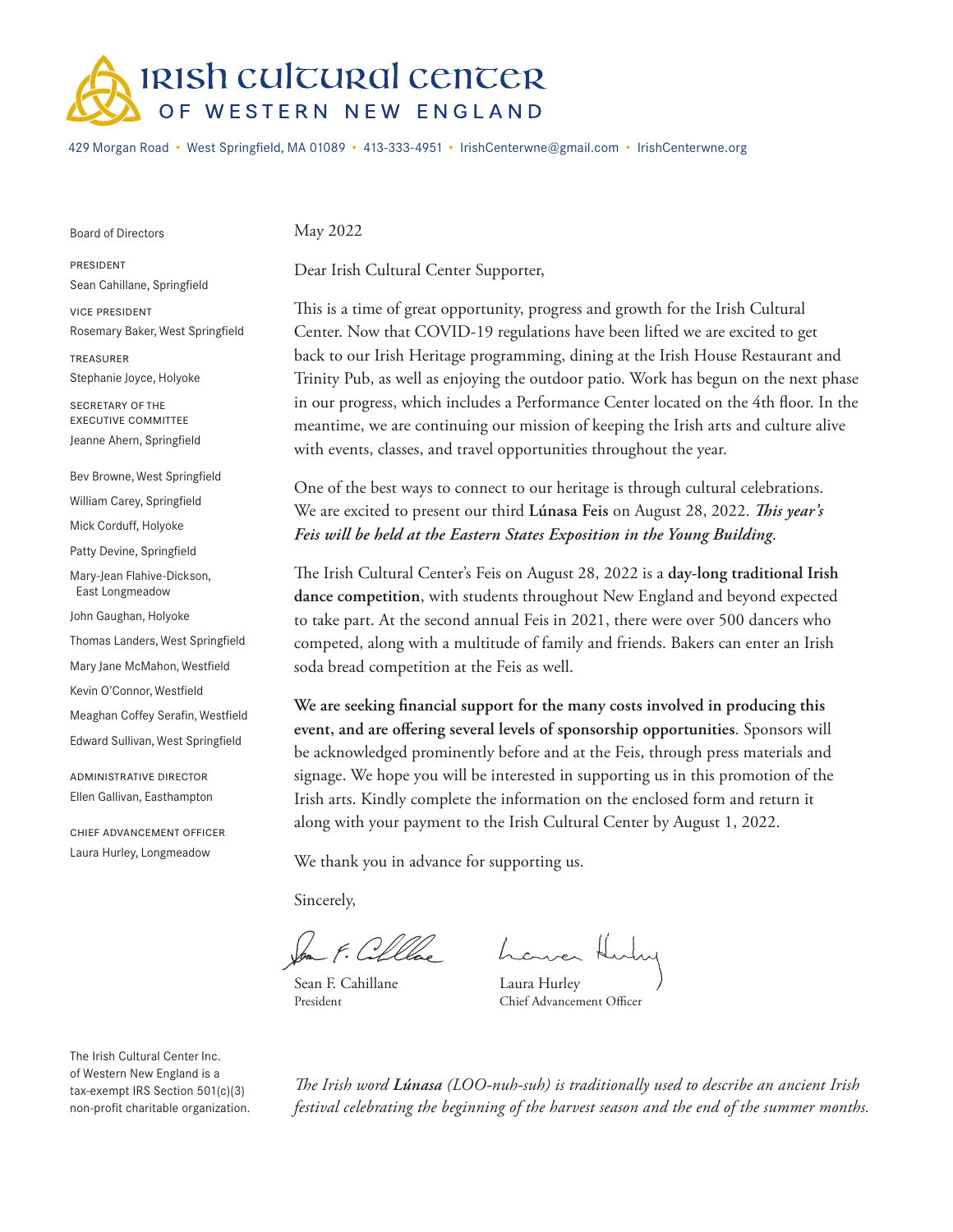# Irish Cultural Center

OF WESTERN NEW ENGLAND

429 Morgan Road • West Springfield, MA 01089 • 413-333-4951 • IrishCenterwne@gmail.com • IrishCenterwne.org

Board of Directors

PRESIDENT
Sean Cahillane, Springfield

VICE PRESIDENT
Rosemary Baker, West Springfield

TREASURER
Stephanie Joyce, Holyoke

SECRETARY OF THE EXECUTIVE COMMITTEE
Jeanne Ahern, Springfield

Bev Browne, West Springfield
William Carey, Springfield
Mick Corduff, Holyoke
Patty Devine, Springfield
Mary-Jean Flahive-Dickson, East Longmeadow
John Gaughan, Holyoke
Thomas Landers, West Springfield
Mary Jane McMahon, Westfield
Kevin O'Connor, Westfield
Meaghan Coffey Serafin, Westfield
Edward Sullivan, West Springfield

ADMINISTRATIVE DIRECTOR
Ellen Gallivan, Easthampton

CHIEF ADVANCEMENT OFFICER
Laura Hurley, Longmeadow

May 2022

Dear Irish Cultural Center Supporter,

This is a time of great opportunity, progress and growth for the Irish Cultural Center. Now that COVID-19 regulations have been lifted we are excited to get back to our Irish Heritage programming, dining at the Irish House Restaurant and Trinity Pub, as well as enjoying the outdoor patio. Work has begun on the next phase in our progress, which includes a Performance Center located on the 4th floor. In the meantime, we are continuing our mission of keeping the Irish arts and culture alive with events, classes, and travel opportunities throughout the year.

One of the best ways to connect to our heritage is through cultural celebrations. We are excited to present our third **Lúnasa Feis** on August 28, 2022. ***This year's Feis will be held at the Eastern States Exposition in the Young Building***.

The Irish Cultural Center's Feis on August 28, 2022 is a **day-long traditional Irish dance competition**, with students throughout New England and beyond expected to take part. At the second annual Feis in 2021, there were over 500 dancers who competed, along with a multitude of family and friends. Bakers can enter an Irish soda bread competition at the Feis as well.

**We are seeking financial support for the many costs involved in producing this event, and are offering several levels of sponsorship opportunities**. Sponsors will be acknowledged prominently before and at the Feis, through press materials and signage. We hope you will be interested in supporting us in this promotion of the Irish arts. Kindly complete the information on the enclosed form and return it along with your payment to the Irish Cultural Center by August 1, 2022.

We thank you in advance for supporting us.

Sincerely,

Sean F. Cahillane
President

Laura Hurley
Chief Advancement Officer

The Irish Cultural Center Inc. of Western New England is a tax-exempt IRS Section 501(c)(3) non-profit charitable organization.

*The Irish word **Lúnasa** (LOO-nuh-suh) is traditionally used to describe an ancient Irish festival celebrating the beginning of the harvest season and the end of the summer months.*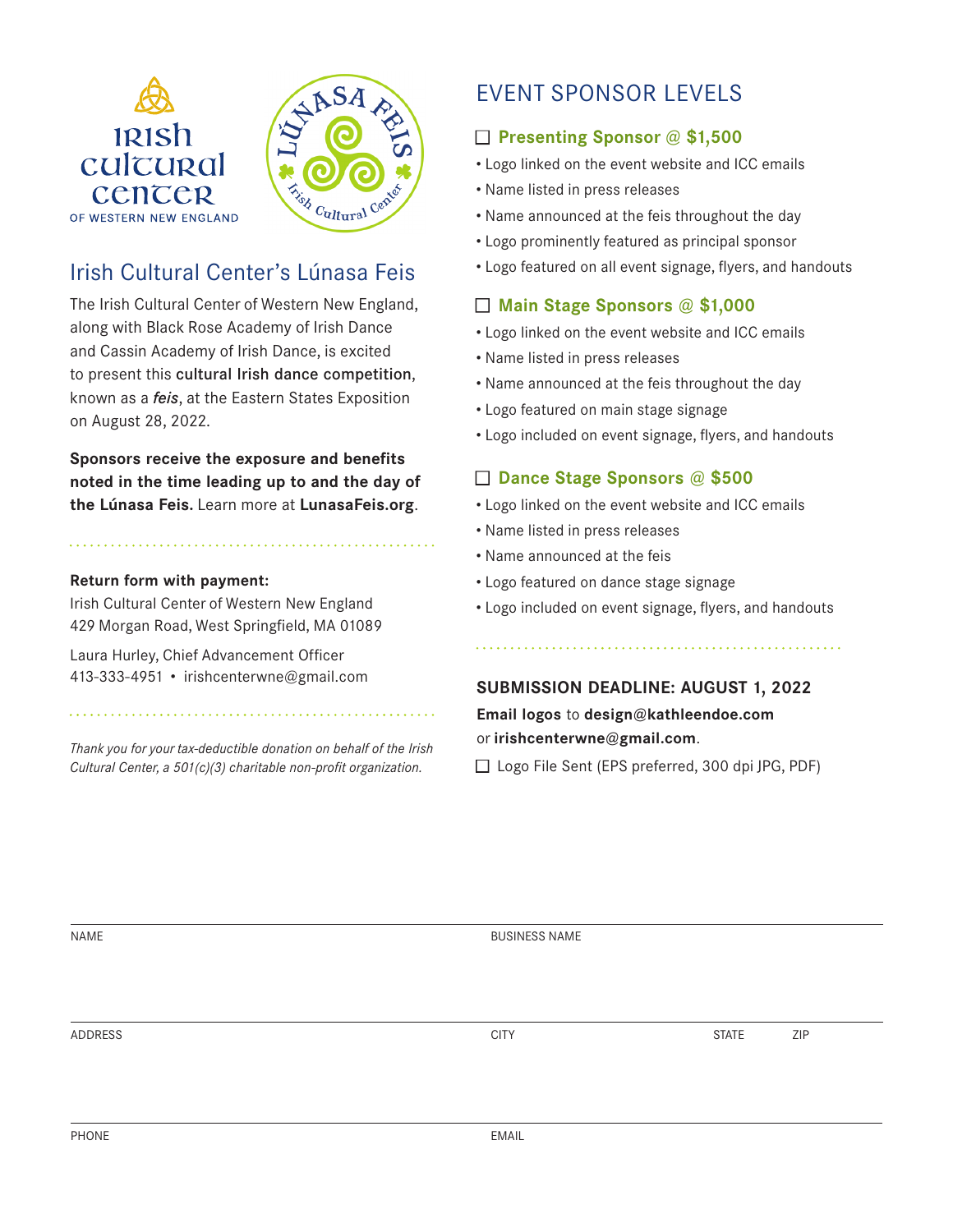IRISH CULTURAL CENTER
OF WESTERN NEW ENGLAND

LÚNASA FEIS
Irish Cultural Center

## Irish Cultural Center's Lúnasa Feis

The Irish Cultural Center of Western New England, along with Black Rose Academy of Irish Dance and Cassin Academy of Irish Dance, is excited to present this **cultural Irish dance competition**, known as a ***feis***, at the Eastern States Exposition on August 28, 2022.

**Sponsors receive the exposure and benefits noted in the time leading up to and the day of the Lúnasa Feis.** Learn more at **LunasaFeis.org**.

**Return form with payment:**
Irish Cultural Center of Western New England
429 Morgan Road, West Springfield, MA 01089

Laura Hurley, Chief Advancement Officer
413-333-4951 • irishcenterwne@gmail.com

*Thank you for your tax-deductible donation on behalf of the Irish Cultural Center, a 501(c)(3) charitable non-profit organization.*

## EVENT SPONSOR LEVELS

### ☐ Presenting Sponsor @ $1,500

- Logo linked on the event website and ICC emails
- Name listed in press releases
- Name announced at the feis throughout the day
- Logo prominently featured as principal sponsor
- Logo featured on all event signage, flyers, and handouts

### ☐ Main Stage Sponsors @ $1,000

- Logo linked on the event website and ICC emails
- Name listed in press releases
- Name announced at the feis throughout the day
- Logo featured on main stage signage
- Logo included on event signage, flyers, and handouts

### ☐ Dance Stage Sponsors @ $500

- Logo linked on the event website and ICC emails
- Name listed in press releases
- Name announced at the feis
- Logo featured on dance stage signage
- Logo included on event signage, flyers, and handouts

**SUBMISSION DEADLINE: AUGUST 1, 2022**

**Email logos** to **design@kathleendoe.com** or **irishcenterwne@gmail.com**.

☐ Logo File Sent (EPS preferred, 300 dpi JPG, PDF)

NAME

BUSINESS NAME

ADDRESS

CITY

STATE

ZIP

PHONE

EMAIL